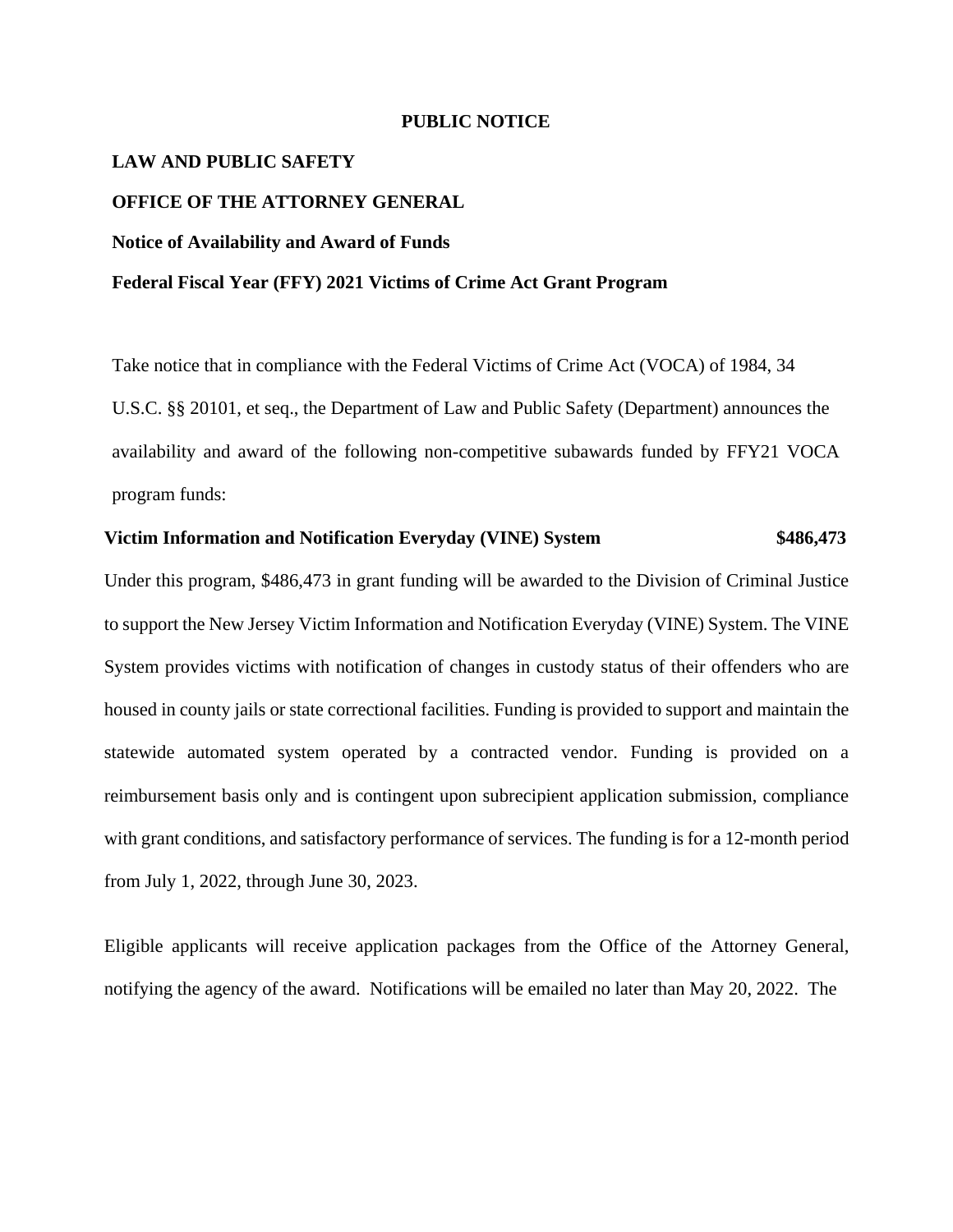**PUBLIC NOTICE**

**LAW AND PUBLIC SAFETY**

**OFFICE OF THE ATTORNEY GENERAL**

**Notice of Availability and Award of Funds**

**Federal Fiscal Year (FFY) 2021 Victims of Crime Act Grant Program**

Take notice that in compliance with the Federal Victims of Crime Act (VOCA) of 1984, 34 U.S.C. §§ 20101, et seq., the Department of Law and Public Safety (Department) announces the availability and award of the following non-competitive subawards funded by FFY21 VOCA program funds:

**Victim Information and Notification Everyday (VINE) System $486,473**

Under this program, $486,473 in grant funding will be awarded to the Division of Criminal Justice to support the New Jersey Victim Information and Notification Everyday (VINE) System. The VINE System provides victims with notification of changes in custody status of their offenders who are housed in county jails or state correctional facilities. Funding is provided to support and maintain the statewide automated system operated by a contracted vendor. Funding is provided on a reimbursement basis only and is contingent upon subrecipient application submission, compliance with grant conditions, and satisfactory performance of services. The funding is for a 12-month period from July 1, 2022, through June 30, 2023.

Eligible applicants will receive application packages from the Office of the Attorney General, notifying the agency of the award. Notifications will be emailed no later than May 20, 2022. The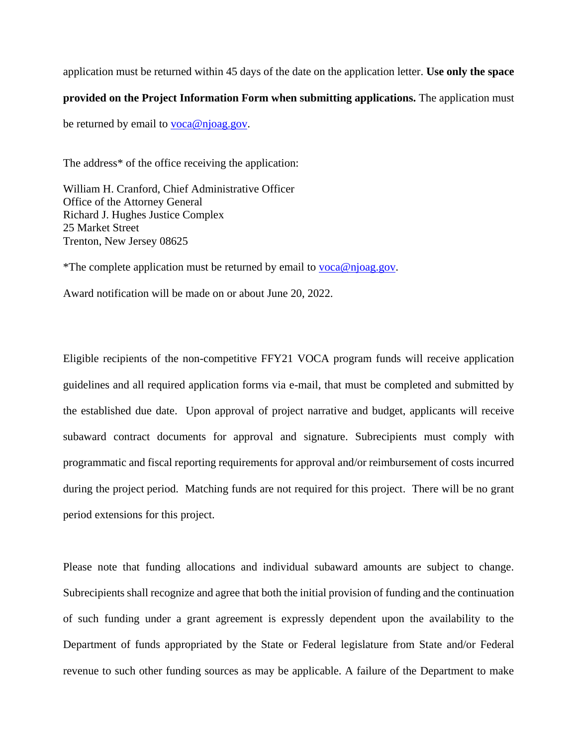application must be returned within 45 days of the date on the application letter. **Use only the space provided on the Project Information Form when submitting applications.** The application must be returned by email to voca@njoag.gov.

The address* of the office receiving the application:

William H. Cranford, Chief Administrative Officer
Office of the Attorney General
Richard J. Hughes Justice Complex
25 Market Street
Trenton, New Jersey 08625

*The complete application must be returned by email to voca@njoag.gov.

Award notification will be made on or about June 20, 2022.

Eligible recipients of the non-competitive FFY21 VOCA program funds will receive application guidelines and all required application forms via e-mail, that must be completed and submitted by the established due date. Upon approval of project narrative and budget, applicants will receive subaward contract documents for approval and signature. Subrecipients must comply with programmatic and fiscal reporting requirements for approval and/or reimbursement of costs incurred during the project period. Matching funds are not required for this project. There will be no grant period extensions for this project.

Please note that funding allocations and individual subaward amounts are subject to change. Subrecipients shall recognize and agree that both the initial provision of funding and the continuation of such funding under a grant agreement is expressly dependent upon the availability to the Department of funds appropriated by the State or Federal legislature from State and/or Federal revenue to such other funding sources as may be applicable. A failure of the Department to make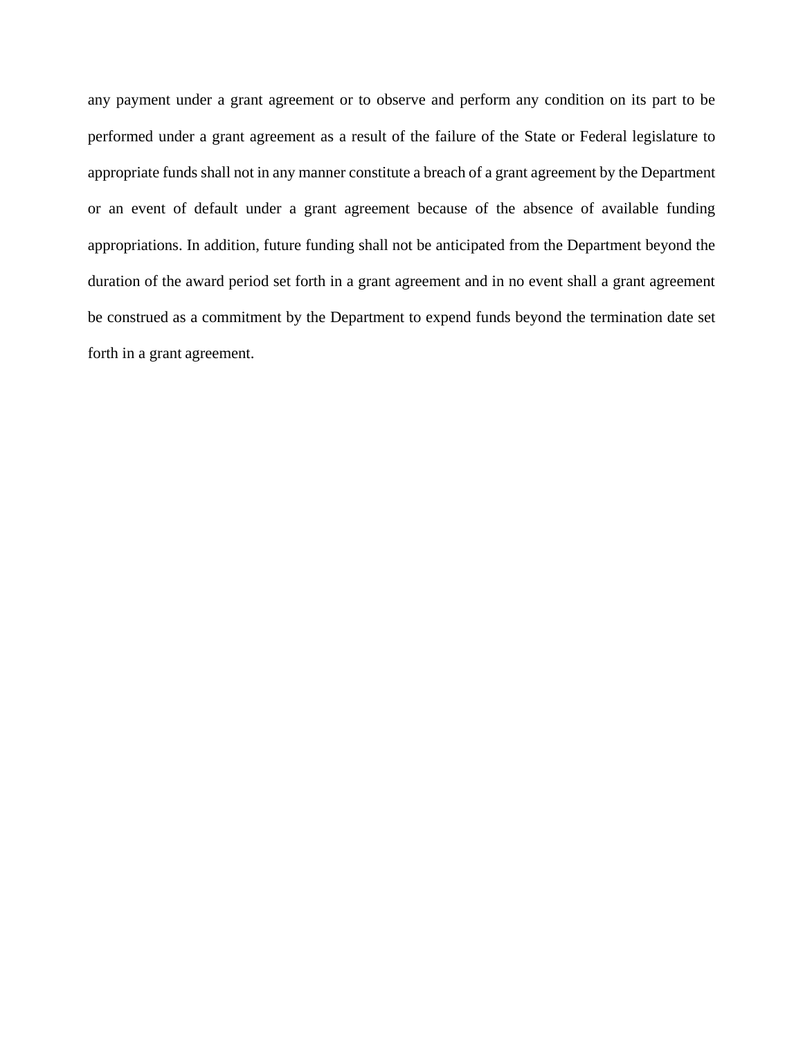any payment under a grant agreement or to observe and perform any condition on its part to be performed under a grant agreement as a result of the failure of the State or Federal legislature to appropriate funds shall not in any manner constitute a breach of a grant agreement by the Department or an event of default under a grant agreement because of the absence of available funding appropriations. In addition, future funding shall not be anticipated from the Department beyond the duration of the award period set forth in a grant agreement and in no event shall a grant agreement be construed as a commitment by the Department to expend funds beyond the termination date set forth in a grant agreement.